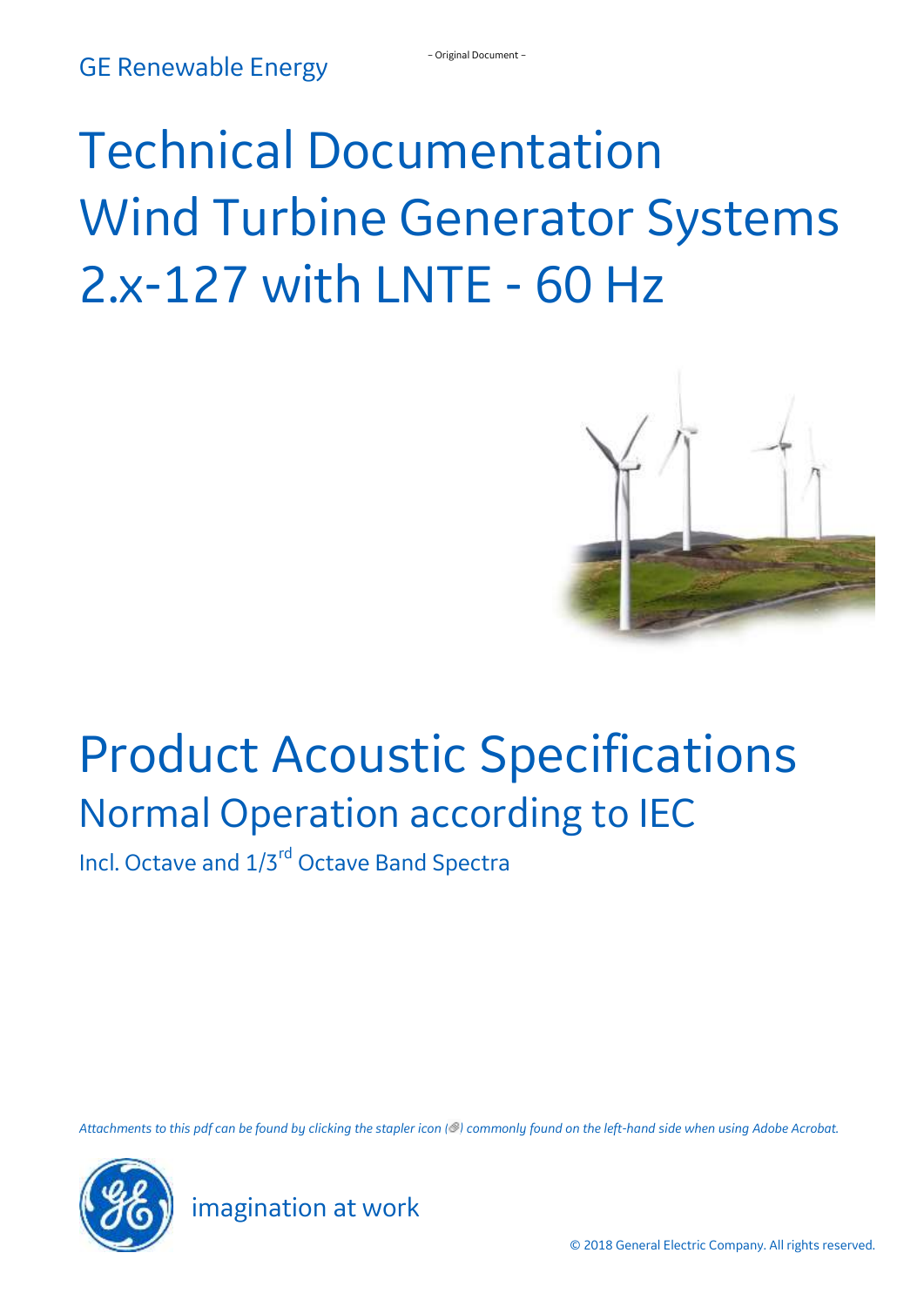GE Renewable Energy

– Original Document –

# Technical Documentation
# Wind Turbine Generator Systems
# 2.x-127 with LNTE - 60 Hz

# Product Acoustic Specifications

## Normal Operation according to IEC

Incl. Octave and 1/3rd Octave Band Spectra

*Attachments to this pdf can be found by clicking the stapler icon (📎) commonly found on the left-hand side when using Adobe Acrobat.*

imagination at work

© 2018 General Electric Company. All rights reserved.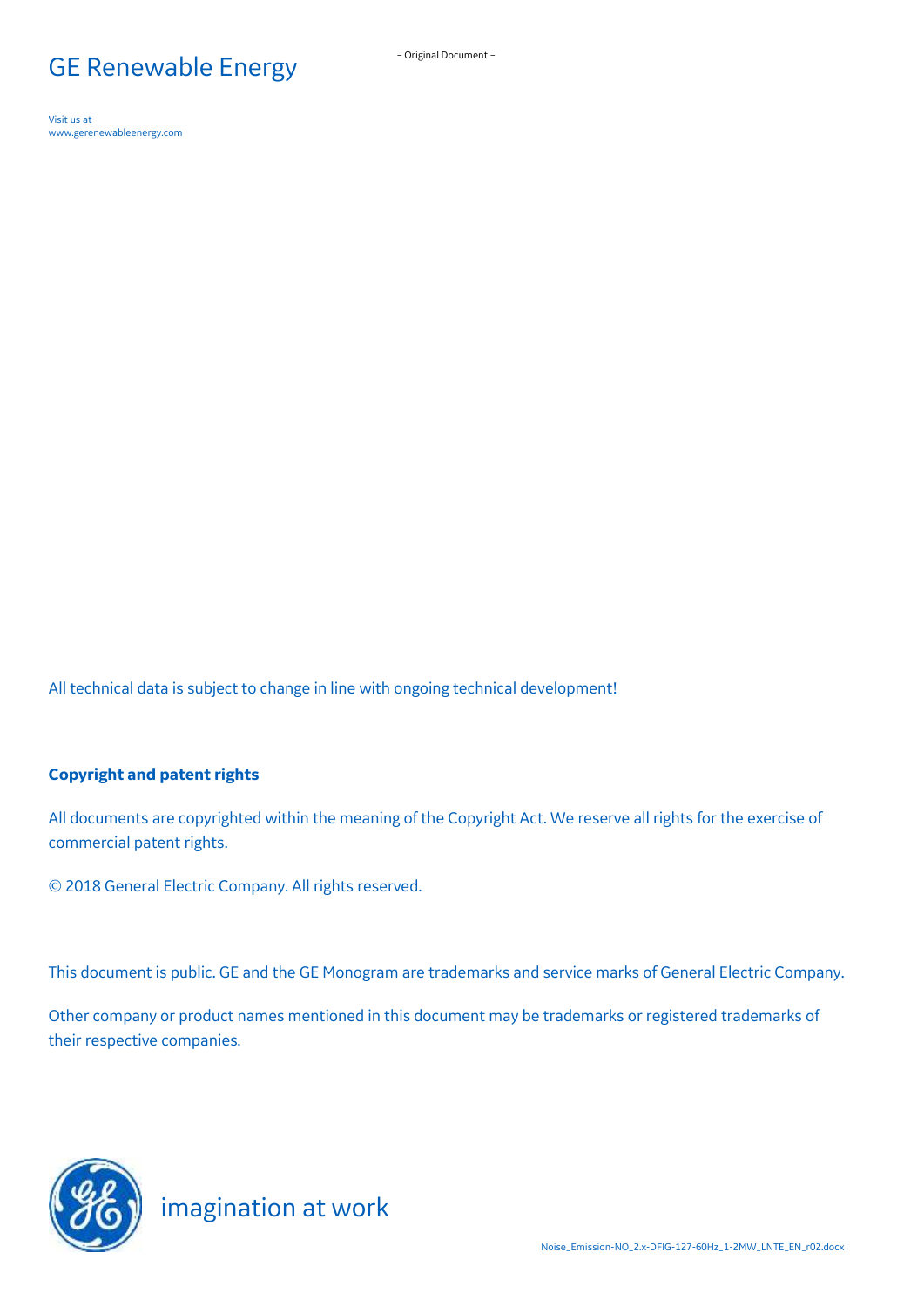GE Renewable Energy

– Original Document –

Visit us at
www.gerenewableenergy.com

All technical data is subject to change in line with ongoing technical development!

**Copyright and patent rights**

All documents are copyrighted within the meaning of the Copyright Act. We reserve all rights for the exercise of commercial patent rights.

© 2018 General Electric Company. All rights reserved.

This document is public. GE and the GE Monogram are trademarks and service marks of General Electric Company.

Other company or product names mentioned in this document may be trademarks or registered trademarks of their respective companies.

imagination at work

Noise_Emission-NO_2.x-DFIG-127-60Hz_1-2MW_LNTE_EN_r02.docx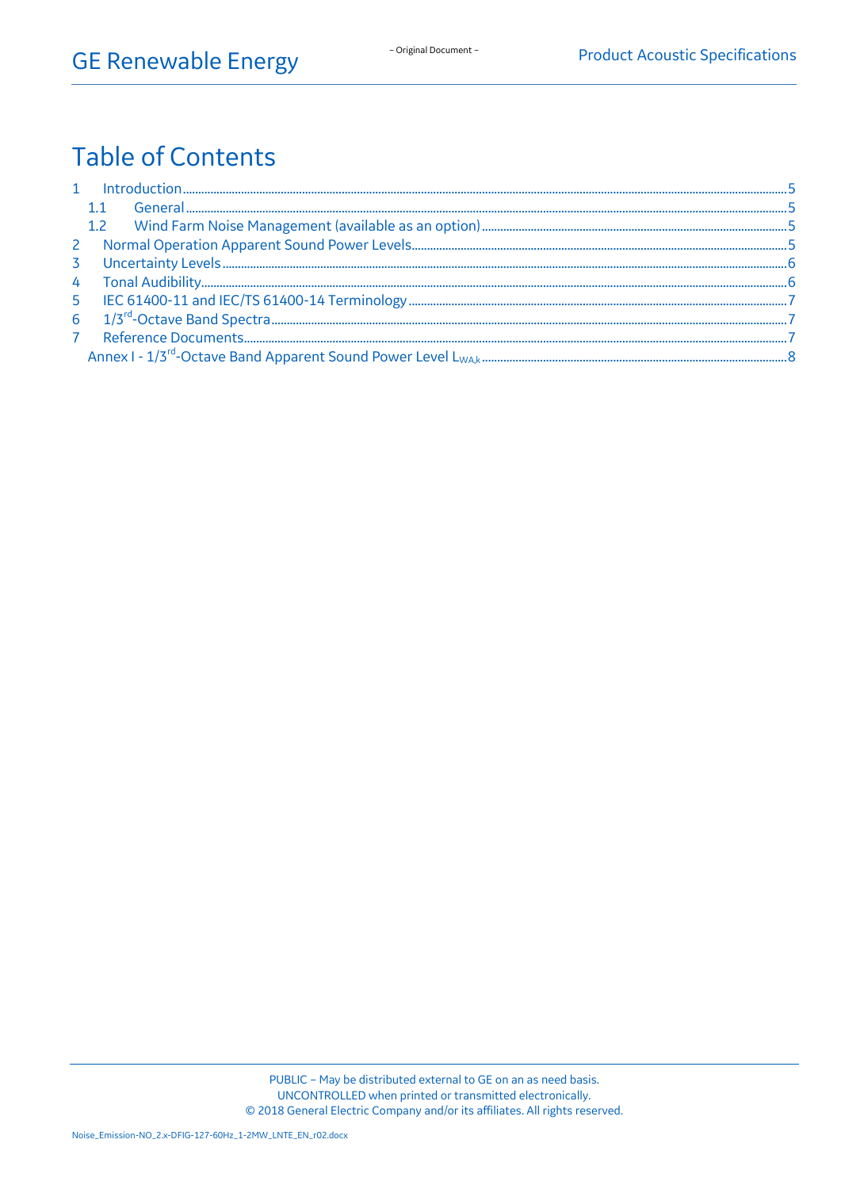# Table of Contents

1 Introduction ..... 5
  1.1 General ..... 5
  1.2 Wind Farm Noise Management (available as an option) ..... 5
2 Normal Operation Apparent Sound Power Levels ..... 5
3 Uncertainty Levels ..... 6
4 Tonal Audibility ..... 6
5 IEC 61400-11 and IEC/TS 61400-14 Terminology ..... 7
6 1/3rd-Octave Band Spectra ..... 7
7 Reference Documents ..... 7
Annex I - 1/3rd-Octave Band Apparent Sound Power Level $L_{WA,k}$ ..... 8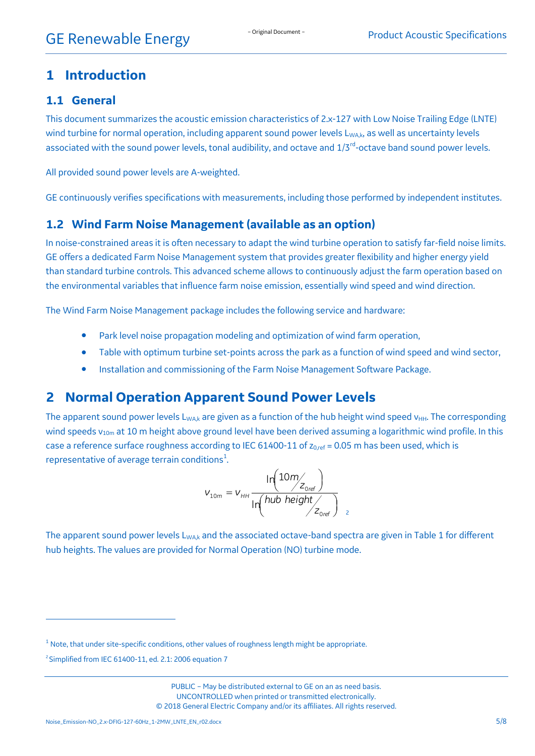# 1 Introduction

## 1.1 General

This document summarizes the acoustic emission characteristics of 2.x-127 with Low Noise Trailing Edge (LNTE) wind turbine for normal operation, including apparent sound power levels $L_{WA,k}$, as well as uncertainty levels associated with the sound power levels, tonal audibility, and octave and $1/3^{rd}$-octave band sound power levels.

All provided sound power levels are A-weighted.

GE continuously verifies specifications with measurements, including those performed by independent institutes.

## 1.2 Wind Farm Noise Management (available as an option)

In noise-constrained areas it is often necessary to adapt the wind turbine operation to satisfy far-field noise limits. GE offers a dedicated Farm Noise Management system that provides greater flexibility and higher energy yield than standard turbine controls. This advanced scheme allows to continuously adjust the farm operation based on the environmental variables that influence farm noise emission, essentially wind speed and wind direction.

The Wind Farm Noise Management package includes the following service and hardware:

- Park level noise propagation modeling and optimization of wind farm operation,
- Table with optimum turbine set-points across the park as a function of wind speed and wind sector,
- Installation and commissioning of the Farm Noise Management Software Package.

# 2 Normal Operation Apparent Sound Power Levels

The apparent sound power levels $L_{WA,k}$ are given as a function of the hub height wind speed $v_{HH}$. The corresponding wind speeds $v_{10m}$ at 10 m height above ground level have been derived assuming a logarithmic wind profile. In this case a reference surface roughness according to IEC 61400-11 of $z_{0,ref}$ = 0.05 m has been used, which is representative of average terrain conditions[1].

$$v_{10m} = v_{HH} \frac{\ln\left(10m / z_{0ref}\right)}{\ln\left(hub\ height / z_{0ref}\right)} \quad [2]$$

The apparent sound power levels $L_{WA,k}$ and the associated octave-band spectra are given in Table 1 for different hub heights. The values are provided for Normal Operation (NO) turbine mode.

---

[1] Note, that under site-specific conditions, other values of roughness length might be appropriate.

[2] Simplified from IEC 61400-11, ed. 2.1: 2006 equation 7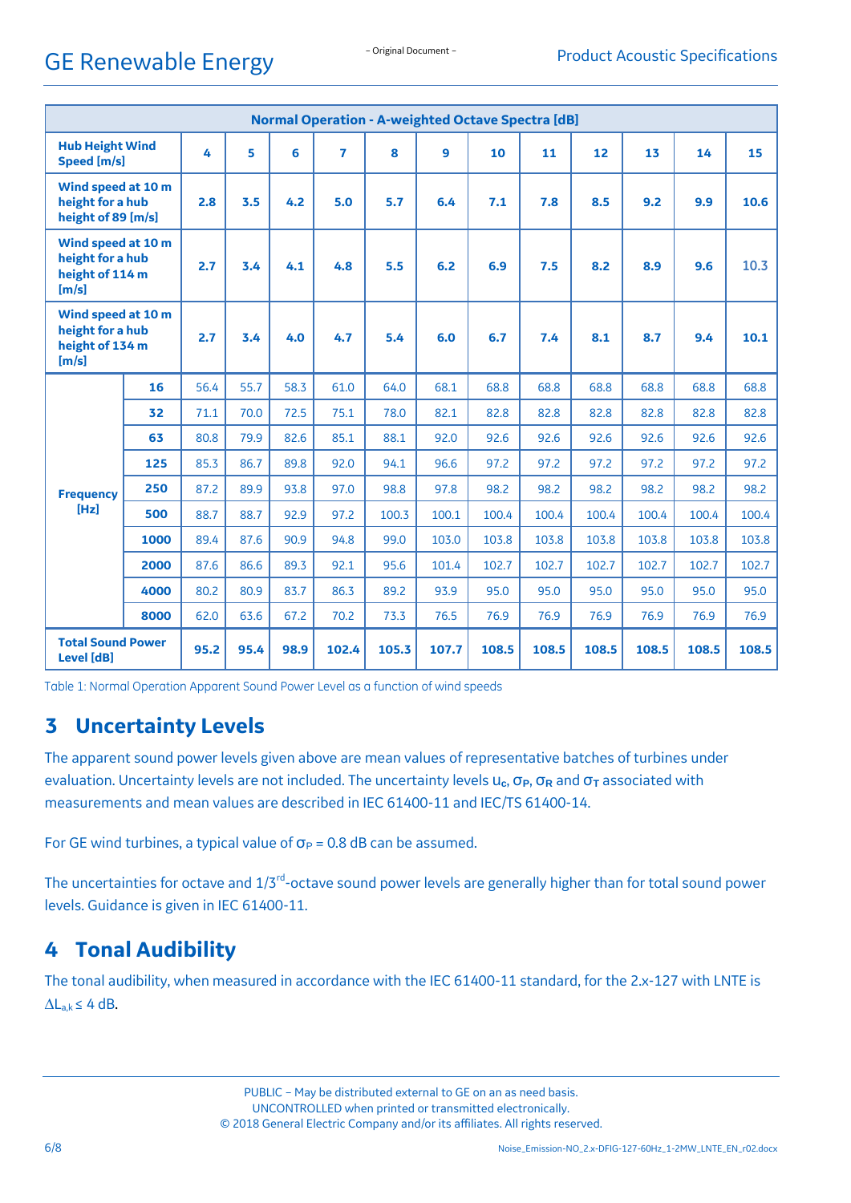| Normal Operation - A-weighted Octave Spectra [dB] | | | | | | | | | | | | | |
|---|---|---|---|---|---|---|---|---|---|---|---|---|---|
| Hub Height Wind Speed [m/s] | | 4 | 5 | 6 | 7 | 8 | 9 | 10 | 11 | 12 | 13 | 14 | 15 |
| Wind speed at 10 m height for a hub height of 89 [m/s] | | 2.8 | 3.5 | 4.2 | 5.0 | 5.7 | 6.4 | 7.1 | 7.8 | 8.5 | 9.2 | 9.9 | 10.6 |
| Wind speed at 10 m height for a hub height of 114 m [m/s] | | 2.7 | 3.4 | 4.1 | 4.8 | 5.5 | 6.2 | 6.9 | 7.5 | 8.2 | 8.9 | 9.6 | 10.3 |
| Wind speed at 10 m height for a hub height of 134 m [m/s] | | 2.7 | 3.4 | 4.0 | 4.7 | 5.4 | 6.0 | 6.7 | 7.4 | 8.1 | 8.7 | 9.4 | 10.1 |
| Frequency [Hz] | 16 | 56.4 | 55.7 | 58.3 | 61.0 | 64.0 | 68.1 | 68.8 | 68.8 | 68.8 | 68.8 | 68.8 | 68.8 |
| | 32 | 71.1 | 70.0 | 72.5 | 75.1 | 78.0 | 82.1 | 82.8 | 82.8 | 82.8 | 82.8 | 82.8 | 82.8 |
| | 63 | 80.8 | 79.9 | 82.6 | 85.1 | 88.1 | 92.0 | 92.6 | 92.6 | 92.6 | 92.6 | 92.6 | 92.6 |
| | 125 | 85.3 | 86.7 | 89.8 | 92.0 | 94.1 | 96.6 | 97.2 | 97.2 | 97.2 | 97.2 | 97.2 | 97.2 |
| | 250 | 87.2 | 89.9 | 93.8 | 97.0 | 98.8 | 97.8 | 98.2 | 98.2 | 98.2 | 98.2 | 98.2 | 98.2 |
| | 500 | 88.7 | 88.7 | 92.9 | 97.2 | 100.3 | 100.1 | 100.4 | 100.4 | 100.4 | 100.4 | 100.4 | 100.4 |
| | 1000 | 89.4 | 87.6 | 90.9 | 94.8 | 99.0 | 103.0 | 103.8 | 103.8 | 103.8 | 103.8 | 103.8 | 103.8 |
| | 2000 | 87.6 | 86.6 | 89.3 | 92.1 | 95.6 | 101.4 | 102.7 | 102.7 | 102.7 | 102.7 | 102.7 | 102.7 |
| | 4000 | 80.2 | 80.9 | 83.7 | 86.3 | 89.2 | 93.9 | 95.0 | 95.0 | 95.0 | 95.0 | 95.0 | 95.0 |
| | 8000 | 62.0 | 63.6 | 67.2 | 70.2 | 73.3 | 76.5 | 76.9 | 76.9 | 76.9 | 76.9 | 76.9 | 76.9 |
| Total Sound Power Level [dB] | | 95.2 | 95.4 | 98.9 | 102.4 | 105.3 | 107.7 | 108.5 | 108.5 | 108.5 | 108.5 | 108.5 | 108.5 |

Table 1: Normal Operation Apparent Sound Power Level as a function of wind speeds

## 3 Uncertainty Levels

The apparent sound power levels given above are mean values of representative batches of turbines under evaluation. Uncertainty levels are not included. The uncertainty levels $u_c$, $\sigma_P$, $\sigma_R$ and $\sigma_T$ associated with measurements and mean values are described in IEC 61400-11 and IEC/TS 61400-14.

For GE wind turbines, a typical value of $\sigma_P$ = 0.8 dB can be assumed.

The uncertainties for octave and 1/3rd-octave sound power levels are generally higher than for total sound power levels. Guidance is given in IEC 61400-11.

## 4 Tonal Audibility

The tonal audibility, when measured in accordance with the IEC 61400-11 standard, for the 2.x-127 with LNTE is $\Delta L_{a,k} \leq 4$ dB.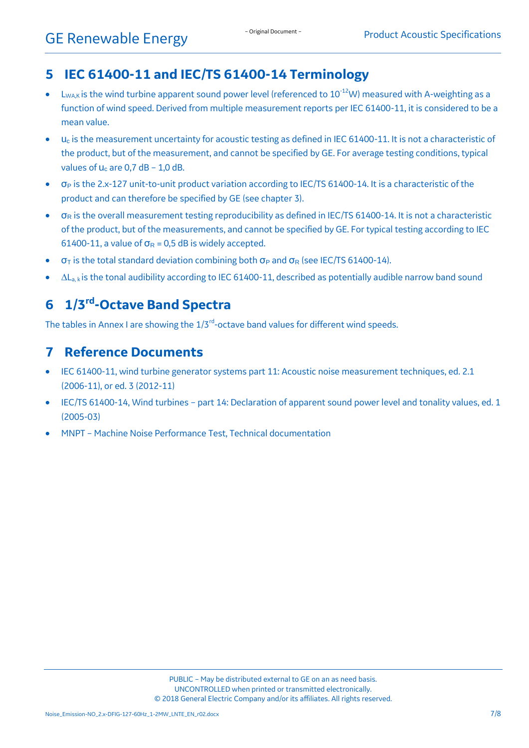## 5 IEC 61400-11 and IEC/TS 61400-14 Terminology

- $L_{WA,K}$ is the wind turbine apparent sound power level (referenced to $10^{-12}$W) measured with A-weighting as a function of wind speed. Derived from multiple measurement reports per IEC 61400-11, it is considered to be a mean value.
- $u_c$ is the measurement uncertainty for acoustic testing as defined in IEC 61400-11. It is not a characteristic of the product, but of the measurement, and cannot be specified by GE. For average testing conditions, typical values of $u_c$ are 0,7 dB – 1,0 dB.
- $\sigma_P$ is the 2.x-127 unit-to-unit product variation according to IEC/TS 61400-14. It is a characteristic of the product and can therefore be specified by GE (see chapter 3).
- $\sigma_R$ is the overall measurement testing reproducibility as defined in IEC/TS 61400-14. It is not a characteristic of the product, but of the measurements, and cannot be specified by GE. For typical testing according to IEC 61400-11, a value of $\sigma_R$ = 0,5 dB is widely accepted.
- $\sigma_T$ is the total standard deviation combining both $\sigma_P$ and $\sigma_R$ (see IEC/TS 61400-14).
- $\Delta L_{a,k}$ is the tonal audibility according to IEC 61400-11, described as potentially audible narrow band sound

## 6 1/3rd-Octave Band Spectra

The tables in Annex I are showing the 1/3rd-octave band values for different wind speeds.

## 7 Reference Documents

- IEC 61400-11, wind turbine generator systems part 11: Acoustic noise measurement techniques, ed. 2.1 (2006-11), or ed. 3 (2012-11)
- IEC/TS 61400-14, Wind turbines – part 14: Declaration of apparent sound power level and tonality values, ed. 1 (2005-03)
- MNPT – Machine Noise Performance Test, Technical documentation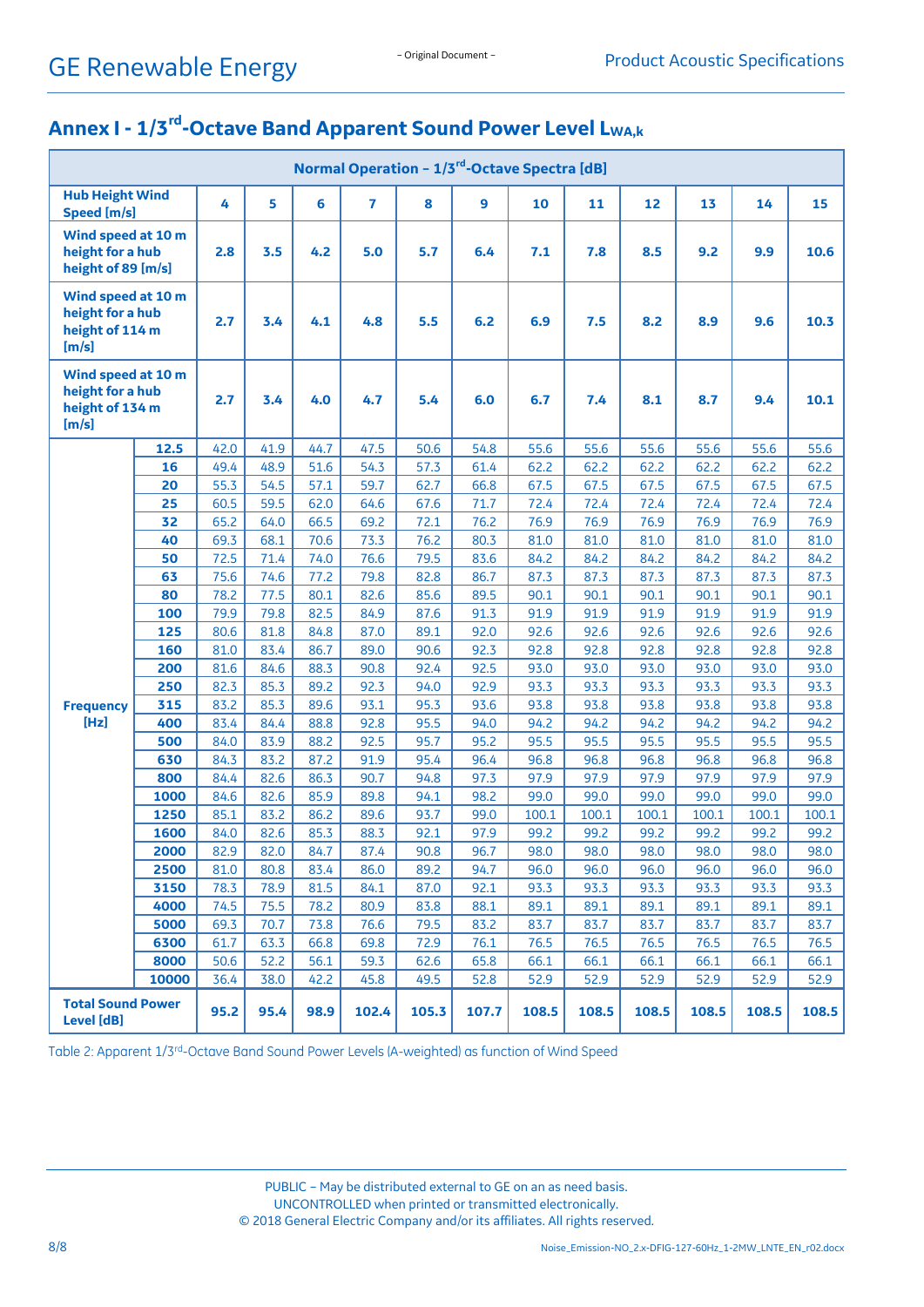## Annex I - 1/3rd-Octave Band Apparent Sound Power Level $L_{WA,k}$

| Normal Operation – 1/3rd-Octave Spectra [dB] | | | | | | | | | | | | | |
|---|---|---|---|---|---|---|---|---|---|---|---|---|---|
| **Hub Height Wind Speed [m/s]** | | **4** | **5** | **6** | **7** | **8** | **9** | **10** | **11** | **12** | **13** | **14** | **15** |
| **Wind speed at 10 m height for a hub height of 89 [m/s]** | | **2.8** | **3.5** | **4.2** | **5.0** | **5.7** | **6.4** | **7.1** | **7.8** | **8.5** | **9.2** | **9.9** | **10.6** |
| **Wind speed at 10 m height for a hub height of 114 m [m/s]** | | **2.7** | **3.4** | **4.1** | **4.8** | **5.5** | **6.2** | **6.9** | **7.5** | **8.2** | **8.9** | **9.6** | **10.3** |
| **Wind speed at 10 m height for a hub height of 134 m [m/s]** | | **2.7** | **3.4** | **4.0** | **4.7** | **5.4** | **6.0** | **6.7** | **7.4** | **8.1** | **8.7** | **9.4** | **10.1** |
| **Frequency [Hz]** | **12.5** | 42.0 | 41.9 | 44.7 | 47.5 | 50.6 | 54.8 | 55.6 | 55.6 | 55.6 | 55.6 | 55.6 | 55.6 |
| | **16** | 49.4 | 48.9 | 51.6 | 54.3 | 57.3 | 61.4 | 62.2 | 62.2 | 62.2 | 62.2 | 62.2 | 62.2 |
| | **20** | 55.3 | 54.5 | 57.1 | 59.7 | 62.7 | 66.8 | 67.5 | 67.5 | 67.5 | 67.5 | 67.5 | 67.5 |
| | **25** | 60.5 | 59.5 | 62.0 | 64.6 | 67.6 | 71.7 | 72.4 | 72.4 | 72.4 | 72.4 | 72.4 | 72.4 |
| | **32** | 65.2 | 64.0 | 66.5 | 69.2 | 72.1 | 76.2 | 76.9 | 76.9 | 76.9 | 76.9 | 76.9 | 76.9 |
| | **40** | 69.3 | 68.1 | 70.6 | 73.3 | 76.2 | 80.3 | 81.0 | 81.0 | 81.0 | 81.0 | 81.0 | 81.0 |
| | **50** | 72.5 | 71.4 | 74.0 | 76.6 | 79.5 | 83.6 | 84.2 | 84.2 | 84.2 | 84.2 | 84.2 | 84.2 |
| | **63** | 75.6 | 74.6 | 77.2 | 79.8 | 82.8 | 86.7 | 87.3 | 87.3 | 87.3 | 87.3 | 87.3 | 87.3 |
| | **80** | 78.2 | 77.5 | 80.1 | 82.6 | 85.6 | 89.5 | 90.1 | 90.1 | 90.1 | 90.1 | 90.1 | 90.1 |
| | **100** | 79.9 | 79.8 | 82.5 | 84.9 | 87.6 | 91.3 | 91.9 | 91.9 | 91.9 | 91.9 | 91.9 | 91.9 |
| | **125** | 80.6 | 81.8 | 84.8 | 87.0 | 89.1 | 92.0 | 92.6 | 92.6 | 92.6 | 92.6 | 92.6 | 92.6 |
| | **160** | 81.0 | 83.4 | 86.7 | 89.0 | 90.6 | 92.3 | 92.8 | 92.8 | 92.8 | 92.8 | 92.8 | 92.8 |
| | **200** | 81.6 | 84.6 | 88.3 | 90.8 | 92.4 | 92.5 | 93.0 | 93.0 | 93.0 | 93.0 | 93.0 | 93.0 |
| | **250** | 82.3 | 85.3 | 89.2 | 92.3 | 94.0 | 92.9 | 93.3 | 93.3 | 93.3 | 93.3 | 93.3 | 93.3 |
| | **315** | 83.2 | 85.3 | 89.6 | 93.1 | 95.3 | 93.6 | 93.8 | 93.8 | 93.8 | 93.8 | 93.8 | 93.8 |
| | **400** | 83.4 | 84.4 | 88.8 | 92.8 | 95.5 | 94.0 | 94.2 | 94.2 | 94.2 | 94.2 | 94.2 | 94.2 |
| | **500** | 84.0 | 83.9 | 88.2 | 92.5 | 95.7 | 95.2 | 95.5 | 95.5 | 95.5 | 95.5 | 95.5 | 95.5 |
| | **630** | 84.3 | 83.2 | 87.2 | 91.9 | 95.4 | 96.4 | 96.8 | 96.8 | 96.8 | 96.8 | 96.8 | 96.8 |
| | **800** | 84.4 | 82.6 | 86.3 | 90.7 | 94.8 | 97.3 | 97.9 | 97.9 | 97.9 | 97.9 | 97.9 | 97.9 |
| | **1000** | 84.6 | 82.6 | 85.9 | 89.8 | 94.1 | 98.2 | 99.0 | 99.0 | 99.0 | 99.0 | 99.0 | 99.0 |
| | **1250** | 85.1 | 83.2 | 86.2 | 89.6 | 93.7 | 99.0 | 100.1 | 100.1 | 100.1 | 100.1 | 100.1 | 100.1 |
| | **1600** | 84.0 | 82.6 | 85.3 | 88.3 | 92.1 | 97.9 | 99.2 | 99.2 | 99.2 | 99.2 | 99.2 | 99.2 |
| | **2000** | 82.9 | 82.0 | 84.7 | 87.4 | 90.8 | 96.7 | 98.0 | 98.0 | 98.0 | 98.0 | 98.0 | 98.0 |
| | **2500** | 81.0 | 80.8 | 83.4 | 86.0 | 89.2 | 94.7 | 96.0 | 96.0 | 96.0 | 96.0 | 96.0 | 96.0 |
| | **3150** | 78.3 | 78.9 | 81.5 | 84.1 | 87.0 | 92.1 | 93.3 | 93.3 | 93.3 | 93.3 | 93.3 | 93.3 |
| | **4000** | 74.5 | 75.5 | 78.2 | 80.9 | 83.8 | 88.1 | 89.1 | 89.1 | 89.1 | 89.1 | 89.1 | 89.1 |
| | **5000** | 69.3 | 70.7 | 73.8 | 76.6 | 79.5 | 83.2 | 83.7 | 83.7 | 83.7 | 83.7 | 83.7 | 83.7 |
| | **6300** | 61.7 | 63.3 | 66.8 | 69.8 | 72.9 | 76.1 | 76.5 | 76.5 | 76.5 | 76.5 | 76.5 | 76.5 |
| | **8000** | 50.6 | 52.2 | 56.1 | 59.3 | 62.6 | 65.8 | 66.1 | 66.1 | 66.1 | 66.1 | 66.1 | 66.1 |
| | **10000** | 36.4 | 38.0 | 42.2 | 45.8 | 49.5 | 52.8 | 52.9 | 52.9 | 52.9 | 52.9 | 52.9 | 52.9 |
| **Total Sound Power Level [dB]** | | **95.2** | **95.4** | **98.9** | **102.4** | **105.3** | **107.7** | **108.5** | **108.5** | **108.5** | **108.5** | **108.5** | **108.5** |

Table 2: Apparent 1/3rd-Octave Band Sound Power Levels (A-weighted) as function of Wind Speed

PUBLIC – May be distributed external to GE on an as need basis.
UNCONTROLLED when printed or transmitted electronically.
© 2018 General Electric Company and/or its affiliates. All rights reserved.